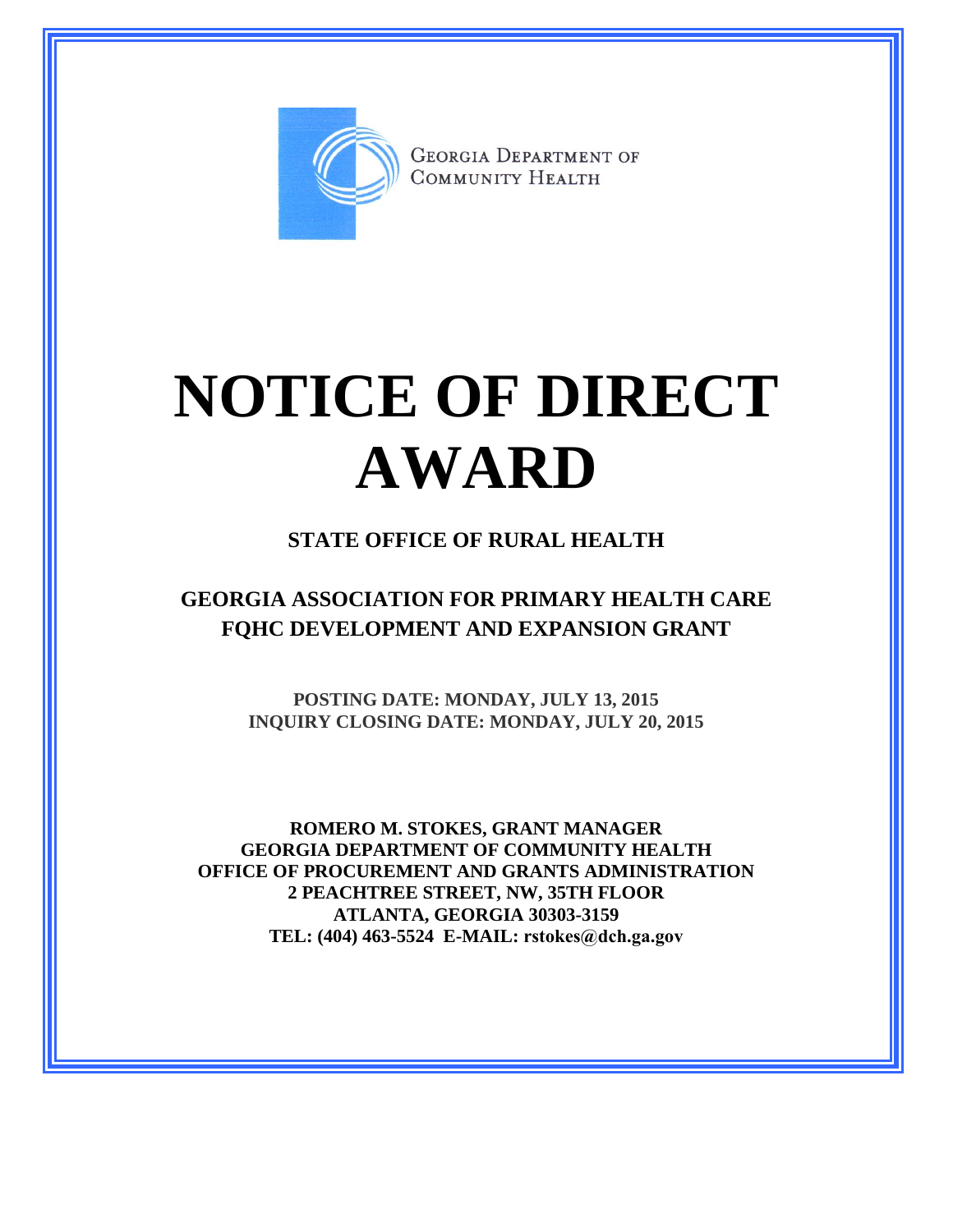GEORGIA DEPARTMENT OF COMMUNITY HEALTH

# NOTICE OF DIRECT AWARD

## STATE OFFICE OF RURAL HEALTH

## GEORGIA ASSOCIATION FOR PRIMARY HEALTH CARE FQHC DEVELOPMENT AND EXPANSION GRANT

**POSTING DATE: MONDAY, JULY 13, 2015**
**INQUIRY CLOSING DATE: MONDAY, JULY 20, 2015**

**ROMERO M. STOKES, GRANT MANAGER**
**GEORGIA DEPARTMENT OF COMMUNITY HEALTH**
**OFFICE OF PROCUREMENT AND GRANTS ADMINISTRATION**
**2 PEACHTREE STREET, NW, 35TH FLOOR**
**ATLANTA, GEORGIA 30303-3159**
**TEL: (404) 463-5524 E-MAIL: rstokes@dch.ga.gov**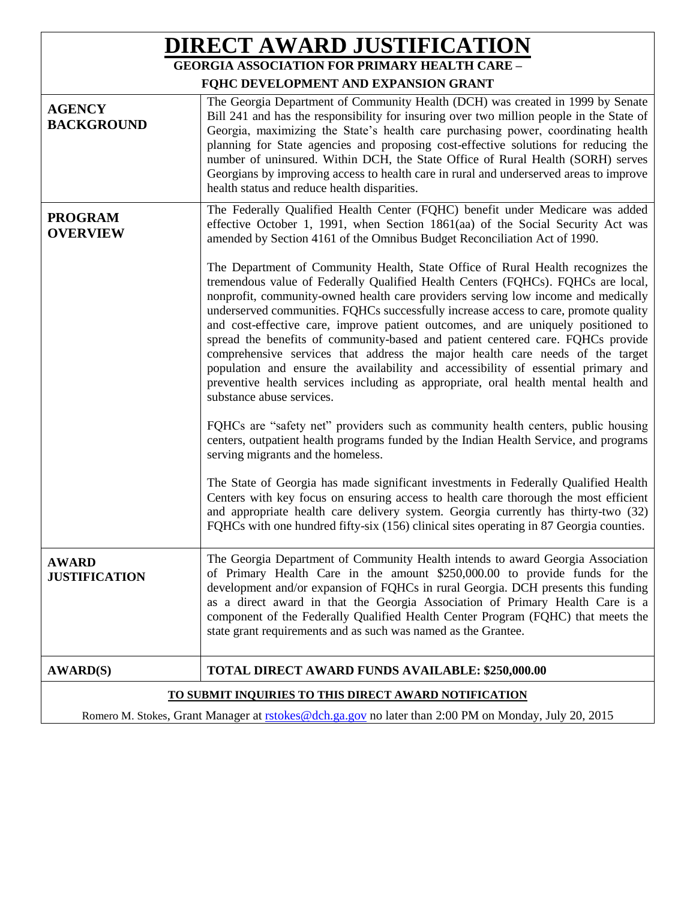# DIRECT AWARD JUSTIFICATION

**GEORGIA ASSOCIATION FOR PRIMARY HEALTH CARE –**

**FQHC DEVELOPMENT AND EXPANSION GRANT**

| | |
|---|---|
| **AGENCY BACKGROUND** | The Georgia Department of Community Health (DCH) was created in 1999 by Senate Bill 241 and has the responsibility for insuring over two million people in the State of Georgia, maximizing the State's health care purchasing power, coordinating health planning for State agencies and proposing cost-effective solutions for reducing the number of uninsured. Within DCH, the State Office of Rural Health (SORH) serves Georgians by improving access to health care in rural and underserved areas to improve health status and reduce health disparities. |
| **PROGRAM OVERVIEW** | The Federally Qualified Health Center (FQHC) benefit under Medicare was added effective October 1, 1991, when Section 1861(aa) of the Social Security Act was amended by Section 4161 of the Omnibus Budget Reconciliation Act of 1990.<br><br>The Department of Community Health, State Office of Rural Health recognizes the tremendous value of Federally Qualified Health Centers (FQHCs). FQHCs are local, nonprofit, community-owned health care providers serving low income and medically underserved communities. FQHCs successfully increase access to care, promote quality and cost-effective care, improve patient outcomes, and are uniquely positioned to spread the benefits of community-based and patient centered care. FQHCs provide comprehensive services that address the major health care needs of the target population and ensure the availability and accessibility of essential primary and preventive health services including as appropriate, oral health mental health and substance abuse services.<br><br>FQHCs are "safety net" providers such as community health centers, public housing centers, outpatient health programs funded by the Indian Health Service, and programs serving migrants and the homeless.<br><br>The State of Georgia has made significant investments in Federally Qualified Health Centers with key focus on ensuring access to health care thorough the most efficient and appropriate health care delivery system. Georgia currently has thirty-two (32) FQHCs with one hundred fifty-six (156) clinical sites operating in 87 Georgia counties. |
| **AWARD JUSTIFICATION** | The Georgia Department of Community Health intends to award Georgia Association of Primary Health Care in the amount $250,000.00 to provide funds for the development and/or expansion of FQHCs in rural Georgia. DCH presents this funding as a direct award in that the Georgia Association of Primary Health Care is a component of the Federally Qualified Health Center Program (FQHC) that meets the state grant requirements and as such was named as the Grantee. |
| **AWARD(S)** | **TOTAL DIRECT AWARD FUNDS AVAILABLE: $250,000.00** |

**TO SUBMIT INQUIRIES TO THIS DIRECT AWARD NOTIFICATION**

Romero M. Stokes, Grant Manager at rstokes@dch.ga.gov no later than 2:00 PM on Monday, July 20, 2015